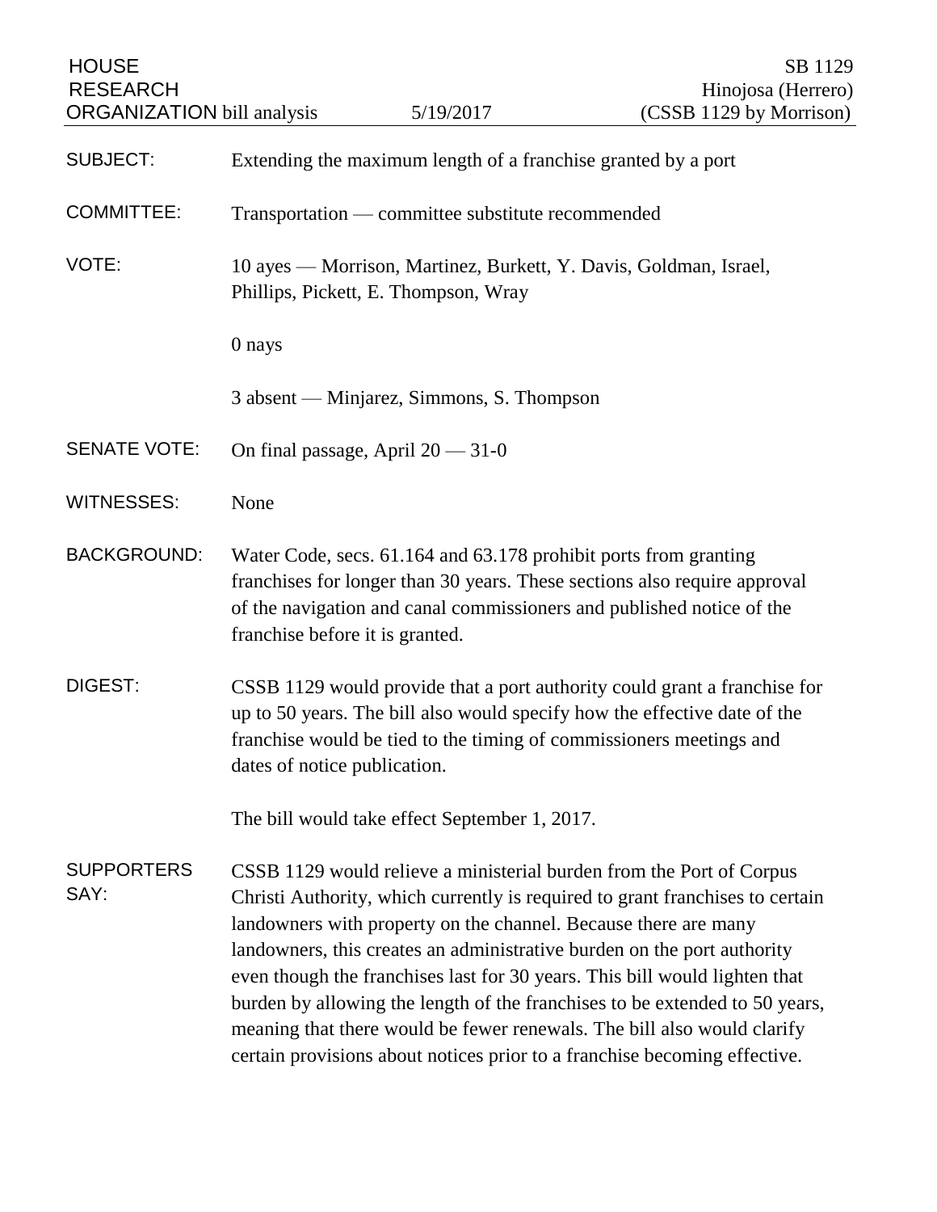HOUSE RESEARCH ORGANIZATION bill analysis — 5/19/2017

SB 1129
Hinojosa (Herrero)
(CSSB 1129 by Morrison)

**SUBJECT:** Extending the maximum length of a franchise granted by a port

**COMMITTEE:** Transportation — committee substitute recommended

**VOTE:** 10 ayes — Morrison, Martinez, Burkett, Y. Davis, Goldman, Israel, Phillips, Pickett, E. Thompson, Wray

0 nays

3 absent — Minjarez, Simmons, S. Thompson

**SENATE VOTE:** On final passage, April 20 — 31-0

**WITNESSES:** None

**BACKGROUND:** Water Code, secs. 61.164 and 63.178 prohibit ports from granting franchises for longer than 30 years. These sections also require approval of the navigation and canal commissioners and published notice of the franchise before it is granted.

**DIGEST:** CSSB 1129 would provide that a port authority could grant a franchise for up to 50 years. The bill also would specify how the effective date of the franchise would be tied to the timing of commissioners meetings and dates of notice publication.

The bill would take effect September 1, 2017.

**SUPPORTERS SAY:** CSSB 1129 would relieve a ministerial burden from the Port of Corpus Christi Authority, which currently is required to grant franchises to certain landowners with property on the channel. Because there are many landowners, this creates an administrative burden on the port authority even though the franchises last for 30 years. This bill would lighten that burden by allowing the length of the franchises to be extended to 50 years, meaning that there would be fewer renewals. The bill also would clarify certain provisions about notices prior to a franchise becoming effective.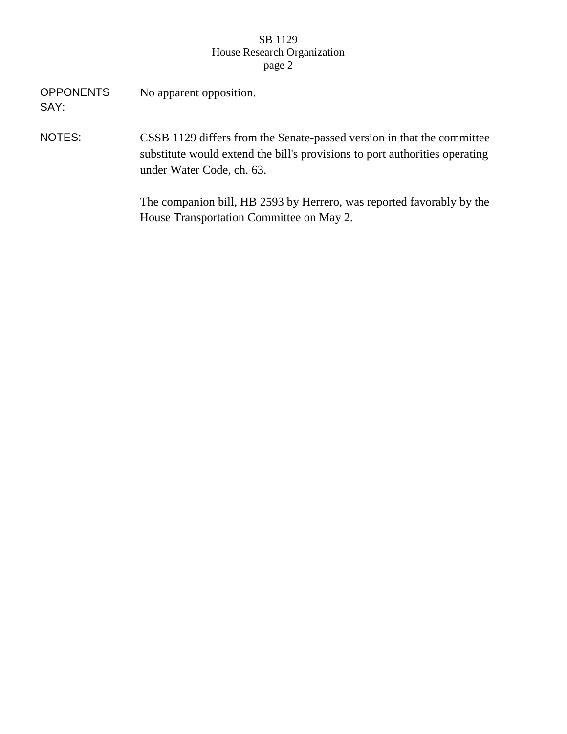**OPPONENTS SAY:** No apparent opposition.

**NOTES:** CSSB 1129 differs from the Senate-passed version in that the committee substitute would extend the bill's provisions to port authorities operating under Water Code, ch. 63.

The companion bill, HB 2593 by Herrero, was reported favorably by the House Transportation Committee on May 2.